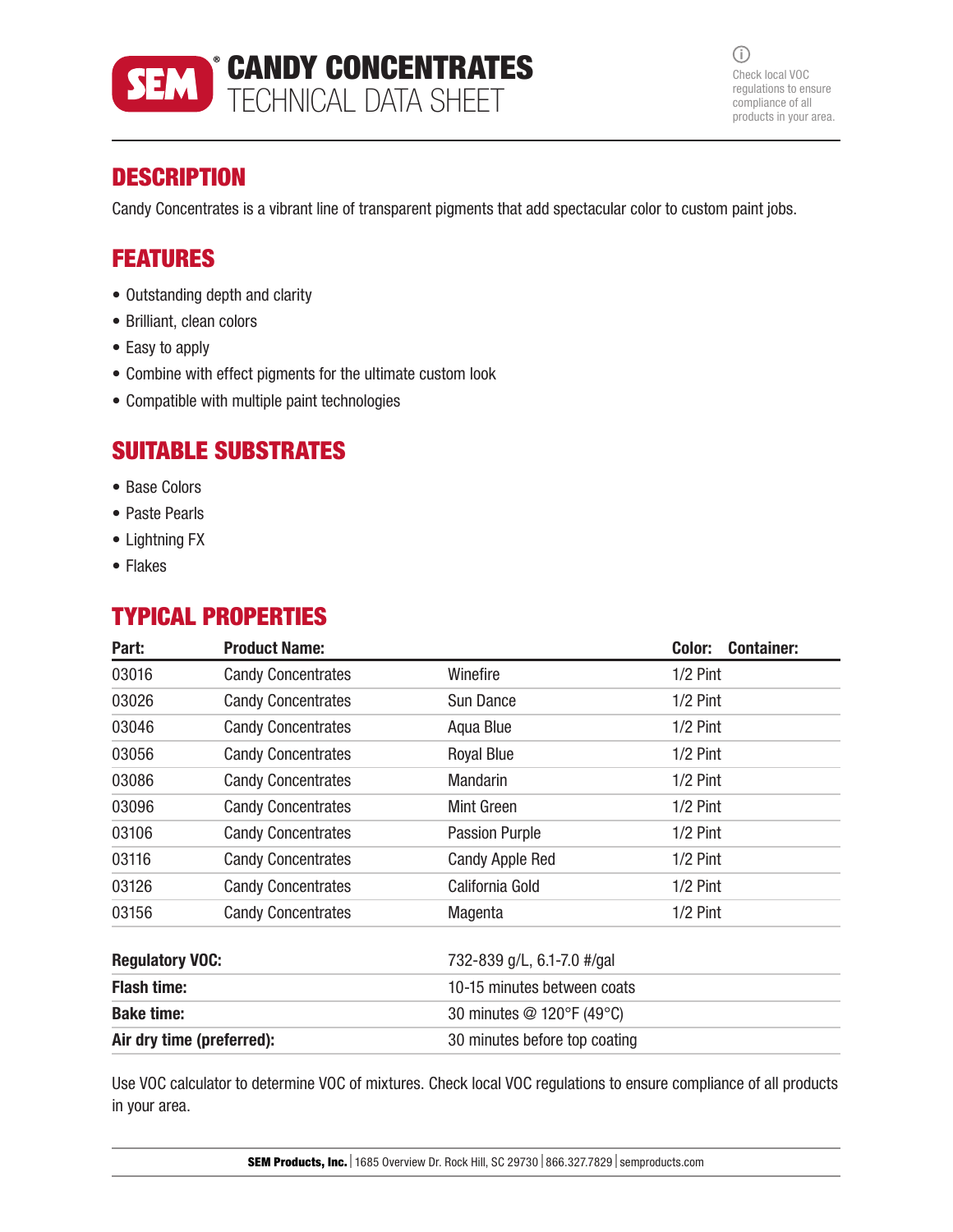# SEM® CANDY CONCENTRATES
## TECHNICAL DATA SHEET

Check local VOC regulations to ensure compliance of all products in your area.

## DESCRIPTION

Candy Concentrates is a vibrant line of transparent pigments that add spectacular color to custom paint jobs.

## FEATURES

- Outstanding depth and clarity
- Brilliant, clean colors
- Easy to apply
- Combine with effect pigments for the ultimate custom look
- Compatible with multiple paint technologies

## SUITABLE SUBSTRATES

- Base Colors
- Paste Pearls
- Lightning FX
- Flakes

## TYPICAL PROPERTIES

| Part: | Product Name: | Color: | Container: |
|---|---|---|---|
| 03016 | Candy Concentrates | Winefire | 1/2 Pint |
| 03026 | Candy Concentrates | Sun Dance | 1/2 Pint |
| 03046 | Candy Concentrates | Aqua Blue | 1/2 Pint |
| 03056 | Candy Concentrates | Royal Blue | 1/2 Pint |
| 03086 | Candy Concentrates | Mandarin | 1/2 Pint |
| 03096 | Candy Concentrates | Mint Green | 1/2 Pint |
| 03106 | Candy Concentrates | Passion Purple | 1/2 Pint |
| 03116 | Candy Concentrates | Candy Apple Red | 1/2 Pint |
| 03126 | Candy Concentrates | California Gold | 1/2 Pint |
| 03156 | Candy Concentrates | Magenta | 1/2 Pint |

| | |
|---|---|
| **Regulatory VOC:** | 732-839 g/L, 6.1-7.0 #/gal |
| **Flash time:** | 10-15 minutes between coats |
| **Bake time:** | 30 minutes @ 120°F (49°C) |
| **Air dry time (preferred):** | 30 minutes before top coating |

Use VOC calculator to determine VOC of mixtures. Check local VOC regulations to ensure compliance of all products in your area.

**SEM Products, Inc.** | 1685 Overview Dr. Rock Hill, SC 29730 | 866.327.7829 | semproducts.com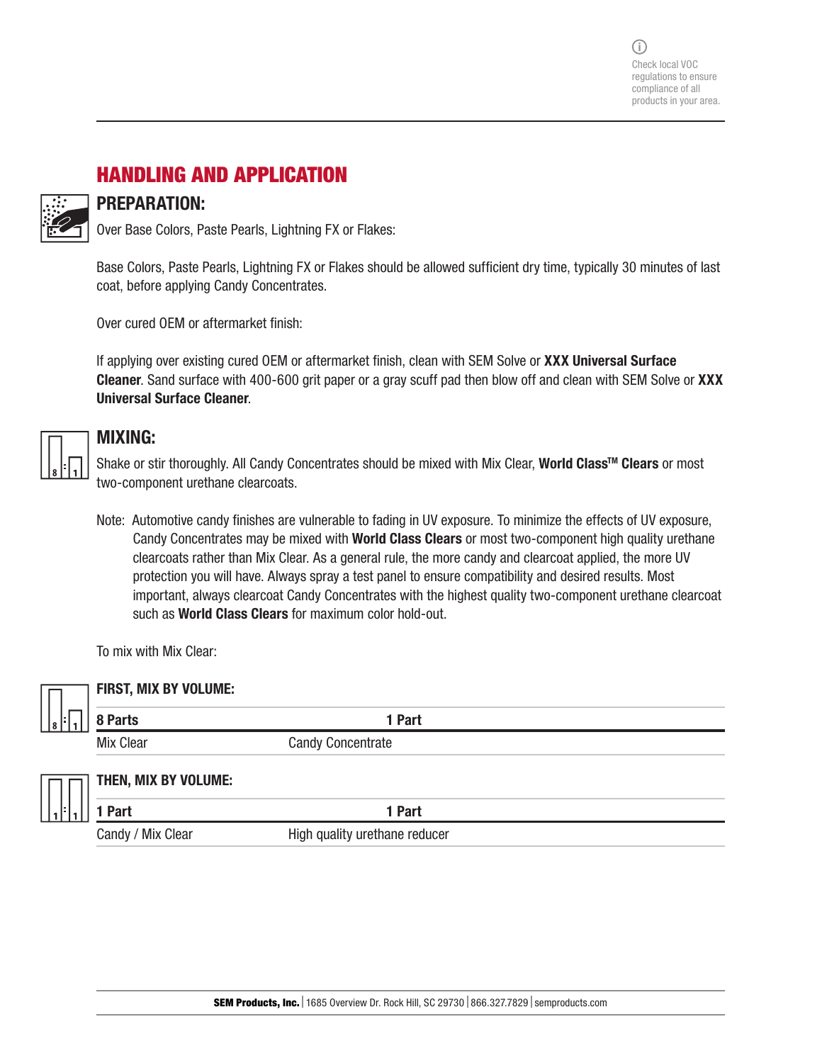Check local VOC regulations to ensure compliance of all products in your area.

## HANDLING AND APPLICATION

### PREPARATION:

Over Base Colors, Paste Pearls, Lightning FX or Flakes:

Base Colors, Paste Pearls, Lightning FX or Flakes should be allowed sufficient dry time, typically 30 minutes of last coat, before applying Candy Concentrates.

Over cured OEM or aftermarket finish:

If applying over existing cured OEM or aftermarket finish, clean with SEM Solve or **XXX Universal Surface Cleaner**. Sand surface with 400-600 grit paper or a gray scuff pad then blow off and clean with SEM Solve or **XXX Universal Surface Cleaner**.

### MIXING:

Shake or stir thoroughly. All Candy Concentrates should be mixed with Mix Clear, **World Class™ Clears** or most two-component urethane clearcoats.

Note: Automotive candy finishes are vulnerable to fading in UV exposure. To minimize the effects of UV exposure, Candy Concentrates may be mixed with **World Class Clears** or most two-component high quality urethane clearcoats rather than Mix Clear. As a general rule, the more candy and clearcoat applied, the more UV protection you will have. Always spray a test panel to ensure compatibility and desired results. Most important, always clearcoat Candy Concentrates with the highest quality two-component urethane clearcoat such as **World Class Clears** for maximum color hold-out.

To mix with Mix Clear:

**FIRST, MIX BY VOLUME:**

| 8 Parts | 1 Part |
|---|---|
| Mix Clear | Candy Concentrate |

**THEN, MIX BY VOLUME:**

| 1 Part | 1 Part |
|---|---|
| Candy / Mix Clear | High quality urethane reducer |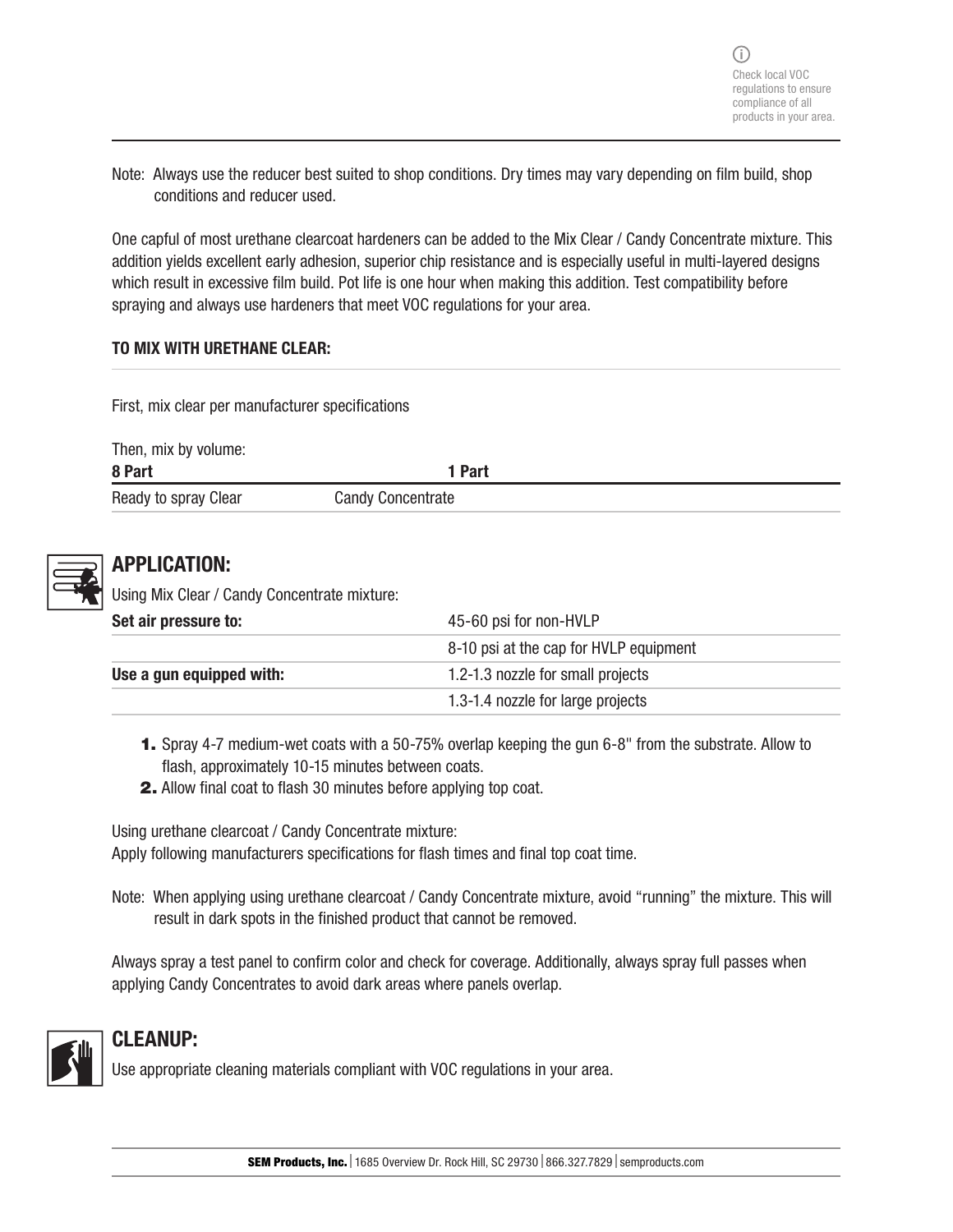Check local VOC regulations to ensure compliance of all products in your area.

Note: Always use the reducer best suited to shop conditions. Dry times may vary depending on film build, shop conditions and reducer used.

One capful of most urethane clearcoat hardeners can be added to the Mix Clear / Candy Concentrate mixture. This addition yields excellent early adhesion, superior chip resistance and is especially useful in multi-layered designs which result in excessive film build. Pot life is one hour when making this addition. Test compatibility before spraying and always use hardeners that meet VOC regulations for your area.

**TO MIX WITH URETHANE CLEAR:**

First, mix clear per manufacturer specifications

Then, mix by volume:

| 8 Part | 1 Part |
|---|---|
| Ready to spray Clear | Candy Concentrate |

## APPLICATION:

Using Mix Clear / Candy Concentrate mixture:

| | |
|---|---|
| **Set air pressure to:** | 45-60 psi for non-HVLP |
| | 8-10 psi at the cap for HVLP equipment |
| **Use a gun equipped with:** | 1.2-1.3 nozzle for small projects |
| | 1.3-1.4 nozzle for large projects |

1. Spray 4-7 medium-wet coats with a 50-75% overlap keeping the gun 6-8" from the substrate. Allow to flash, approximately 10-15 minutes between coats.
2. Allow final coat to flash 30 minutes before applying top coat.

Using urethane clearcoat / Candy Concentrate mixture:
Apply following manufacturers specifications for flash times and final top coat time.

Note: When applying using urethane clearcoat / Candy Concentrate mixture, avoid "running" the mixture. This will result in dark spots in the finished product that cannot be removed.

Always spray a test panel to confirm color and check for coverage. Additionally, always spray full passes when applying Candy Concentrates to avoid dark areas where panels overlap.

## CLEANUP:

Use appropriate cleaning materials compliant with VOC regulations in your area.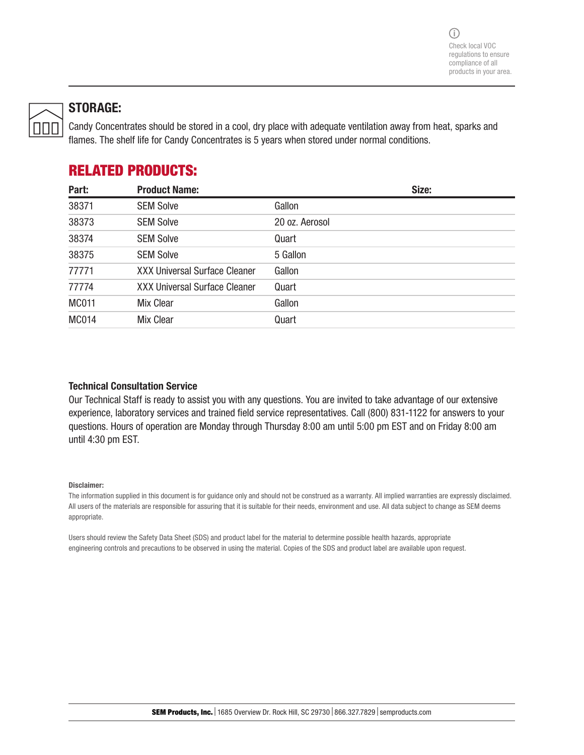Check local VOC regulations to ensure compliance of all products in your area.

## STORAGE:

Candy Concentrates should be stored in a cool, dry place with adequate ventilation away from heat, sparks and flames. The shelf life for Candy Concentrates is 5 years when stored under normal conditions.

## RELATED PRODUCTS:

| Part: | Product Name: | Size: |
|---|---|---|
| 38371 | SEM Solve | Gallon |
| 38373 | SEM Solve | 20 oz. Aerosol |
| 38374 | SEM Solve | Quart |
| 38375 | SEM Solve | 5 Gallon |
| 77771 | XXX Universal Surface Cleaner | Gallon |
| 77774 | XXX Universal Surface Cleaner | Quart |
| MC011 | Mix Clear | Gallon |
| MC014 | Mix Clear | Quart |

### Technical Consultation Service

Our Technical Staff is ready to assist you with any questions. You are invited to take advantage of our extensive experience, laboratory services and trained field service representatives. Call (800) 831-1122 for answers to your questions. Hours of operation are Monday through Thursday 8:00 am until 5:00 pm EST and on Friday 8:00 am until 4:30 pm EST.

**Disclaimer:**

The information supplied in this document is for guidance only and should not be construed as a warranty. All implied warranties are expressly disclaimed. All users of the materials are responsible for assuring that it is suitable for their needs, environment and use. All data subject to change as SEM deems appropriate.

Users should review the Safety Data Sheet (SDS) and product label for the material to determine possible health hazards, appropriate engineering controls and precautions to be observed in using the material. Copies of the SDS and product label are available upon request.

**SEM Products, Inc.** | 1685 Overview Dr. Rock Hill, SC 29730 | 866.327.7829 | semproducts.com